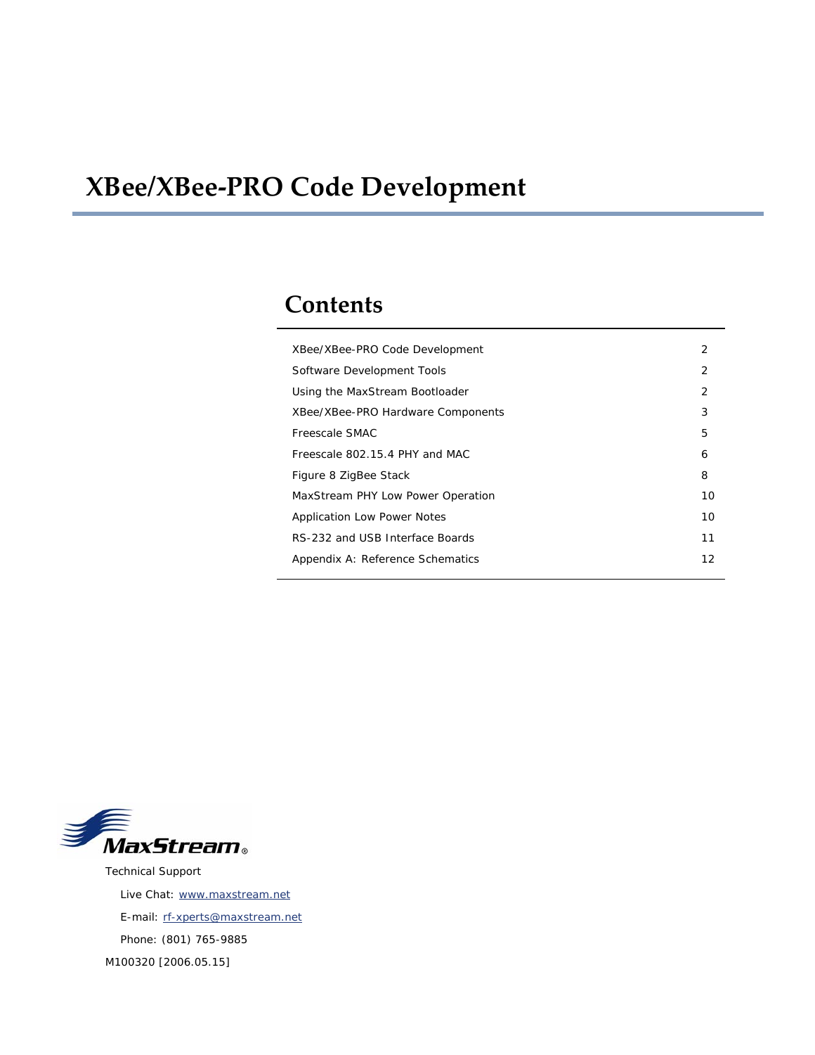# XBee/XBee-PRO Code Development

## Contents

| | |
|---|---|
| XBee/XBee-PRO Code Development | 2 |
| Software Development Tools | 2 |
| Using the MaxStream Bootloader | 2 |
| XBee/XBee-PRO Hardware Components | 3 |
| Freescale SMAC | 5 |
| Freescale 802.15.4 PHY and MAC | 6 |
| Figure 8 ZigBee Stack | 8 |
| MaxStream PHY Low Power Operation | 10 |
| Application Low Power Notes | 10 |
| RS-232 and USB Interface Boards | 11 |
| Appendix A: Reference Schematics | 12 |

MaxStream®

Technical Support

Live Chat: www.maxstream.net

E-mail: rf-xperts@maxstream.net

Phone: (801) 765-9885

M100320 [2006.05.15]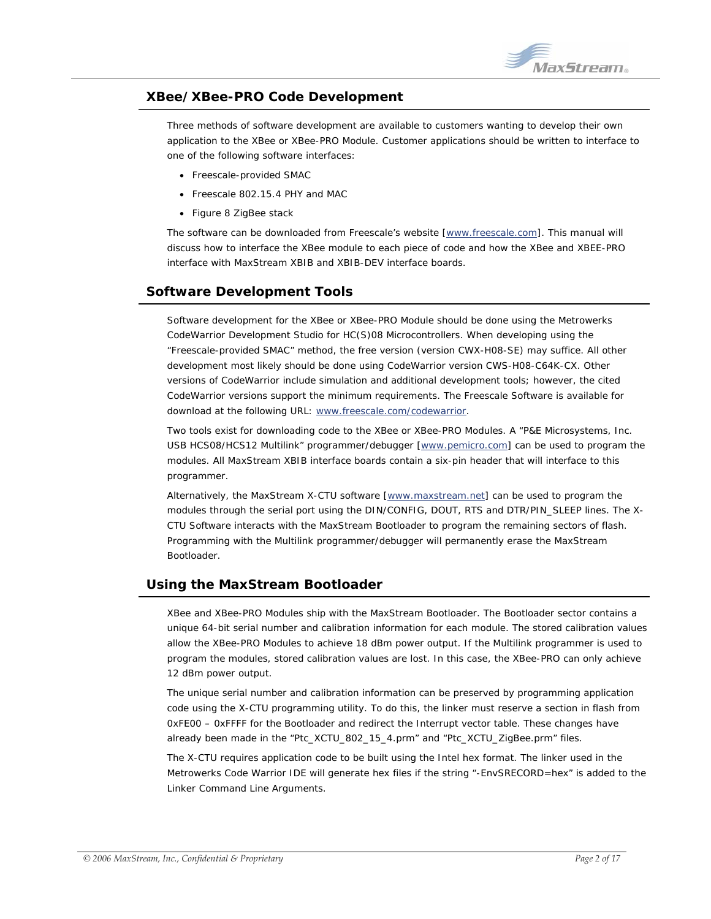## XBee/XBee-PRO Code Development

Three methods of software development are available to customers wanting to develop their own application to the XBee or XBee-PRO Module. Customer applications should be written to interface to one of the following software interfaces:

- Freescale-provided SMAC
- Freescale 802.15.4 PHY and MAC
- Figure 8 ZigBee stack

The software can be downloaded from Freescale's website [www.freescale.com]. This manual will discuss how to interface the XBee module to each piece of code and how the XBee and XBEE-PRO interface with MaxStream XBIB and XBIB-DEV interface boards.

## Software Development Tools

Software development for the XBee or XBee-PRO Module should be done using the Metrowerks CodeWarrior Development Studio for HC(S)08 Microcontrollers. When developing using the "Freescale-provided SMAC" method, the free version (version CWX-H08-SE) may suffice. All other development most likely should be done using CodeWarrior version CWS-H08-C64K-CX. Other versions of CodeWarrior include simulation and additional development tools; however, the cited CodeWarrior versions support the minimum requirements. The Freescale Software is available for download at the following URL: www.freescale.com/codewarrior.

Two tools exist for downloading code to the XBee or XBee-PRO Modules. A "P&E Microsystems, Inc. USB HCS08/HCS12 Multilink" programmer/debugger [www.pemicro.com] can be used to program the modules. All MaxStream XBIB interface boards contain a six-pin header that will interface to this programmer.

Alternatively, the MaxStream X-CTU software [www.maxstream.net] can be used to program the modules through the serial port using the DIN/CONFIG, DOUT, RTS and DTR/PIN_SLEEP lines. The X-CTU Software interacts with the MaxStream Bootloader to program the remaining sectors of flash. Programming with the Multilink programmer/debugger will permanently erase the MaxStream Bootloader.

## Using the MaxStream Bootloader

XBee and XBee-PRO Modules ship with the MaxStream Bootloader. The Bootloader sector contains a unique 64-bit serial number and calibration information for each module. The stored calibration values allow the XBee-PRO Modules to achieve 18 dBm power output. If the Multilink programmer is used to program the modules, stored calibration values are lost. In this case, the XBee-PRO can only achieve 12 dBm power output.

The unique serial number and calibration information can be preserved by programming application code using the X-CTU programming utility. To do this, the linker must reserve a section in flash from 0xFE00 – 0xFFFF for the Bootloader and redirect the Interrupt vector table. These changes have already been made in the "Ptc_XCTU_802_15_4.prm" and "Ptc_XCTU_ZigBee.prm" files.

The X-CTU requires application code to be built using the Intel hex format. The linker used in the Metrowerks Code Warrior IDE will generate hex files if the string "-EnvSRECORD=hex" is added to the Linker Command Line Arguments.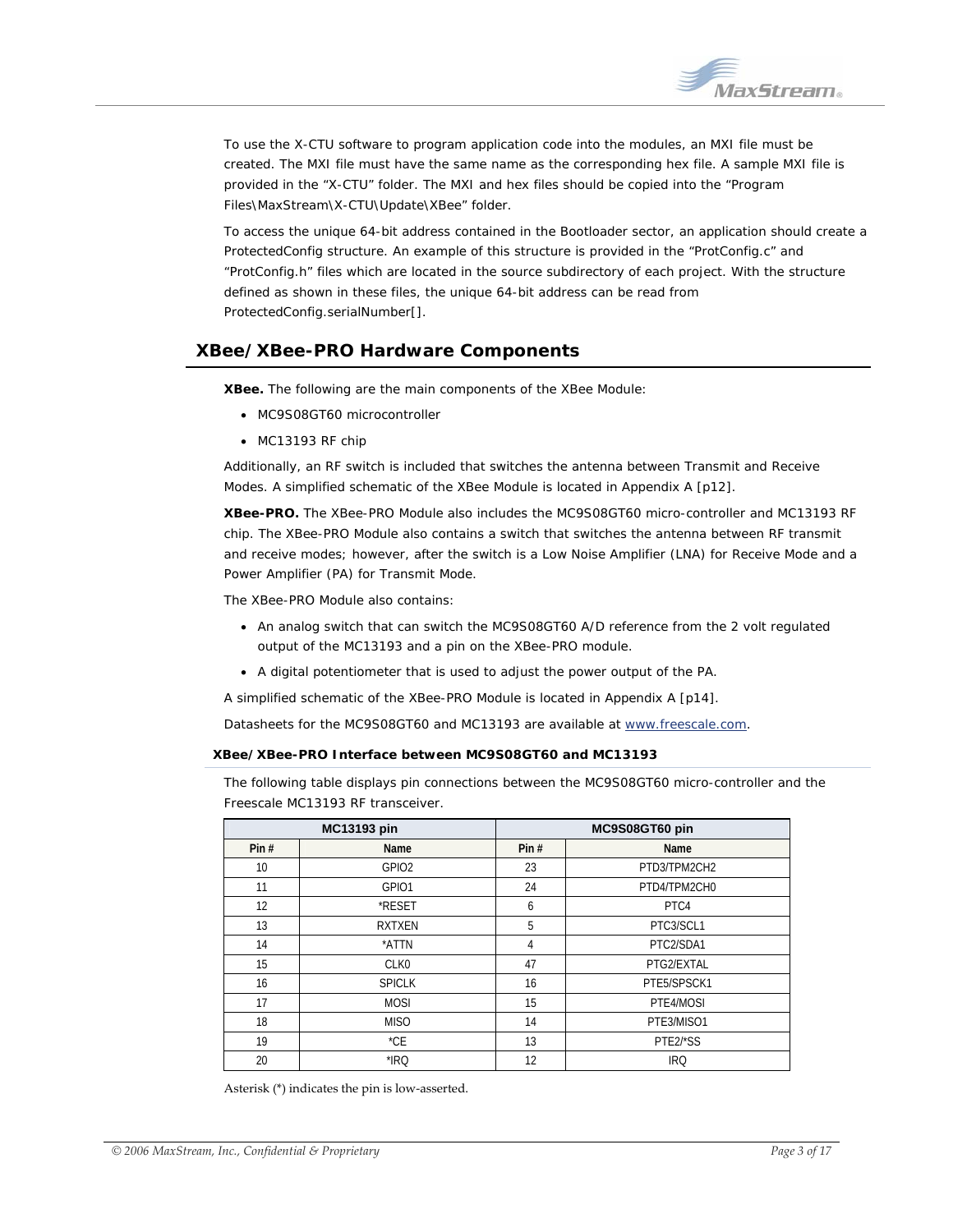To use the X-CTU software to program application code into the modules, an MXI file must be created. The MXI file must have the same name as the corresponding hex file. A sample MXI file is provided in the "X-CTU" folder. The MXI and hex files should be copied into the "Program Files\MaxStream\X-CTU\Update\XBee" folder.

To access the unique 64-bit address contained in the Bootloader sector, an application should create a ProtectedConfig structure. An example of this structure is provided in the "ProtConfig.c" and "ProtConfig.h" files which are located in the source subdirectory of each project. With the structure defined as shown in these files, the unique 64-bit address can be read from ProtectedConfig.serialNumber[].

## XBee/XBee-PRO Hardware Components

**XBee.** The following are the main components of the XBee Module:

- MC9S08GT60 microcontroller
- MC13193 RF chip

Additionally, an RF switch is included that switches the antenna between Transmit and Receive Modes. A simplified schematic of the XBee Module is located in Appendix A [p12].

**XBee-PRO.** The XBee-PRO Module also includes the MC9S08GT60 micro-controller and MC13193 RF chip. The XBee-PRO Module also contains a switch that switches the antenna between RF transmit and receive modes; however, after the switch is a Low Noise Amplifier (LNA) for Receive Mode and a Power Amplifier (PA) for Transmit Mode.

The XBee-PRO Module also contains:

- An analog switch that can switch the MC9S08GT60 A/D reference from the 2 volt regulated output of the MC13193 and a pin on the XBee-PRO module.
- A digital potentiometer that is used to adjust the power output of the PA.

A simplified schematic of the XBee-PRO Module is located in Appendix A [p14].

Datasheets for the MC9S08GT60 and MC13193 are available at www.freescale.com.

### XBee/XBee-PRO Interface between MC9S08GT60 and MC13193

The following table displays pin connections between the MC9S08GT60 micro-controller and the Freescale MC13193 RF transceiver.

| MC13193 pin | | MC9S08GT60 pin | |
|---|---|---|---|
| Pin # | Name | Pin # | Name |
| 10 | GPIO2 | 23 | PTD3/TPM2CH2 |
| 11 | GPIO1 | 24 | PTD4/TPM2CH0 |
| 12 | *RESET | 6 | PTC4 |
| 13 | RXTXEN | 5 | PTC3/SCL1 |
| 14 | *ATTN | 4 | PTC2/SDA1 |
| 15 | CLK0 | 47 | PTG2/EXTAL |
| 16 | SPICLK | 16 | PTE5/SPSCK1 |
| 17 | MOSI | 15 | PTE4/MOSI |
| 18 | MISO | 14 | PTE3/MISO1 |
| 19 | *CE | 13 | PTE2/*SS |
| 20 | *IRQ | 12 | IRQ |

Asterisk (*) indicates the pin is low-asserted.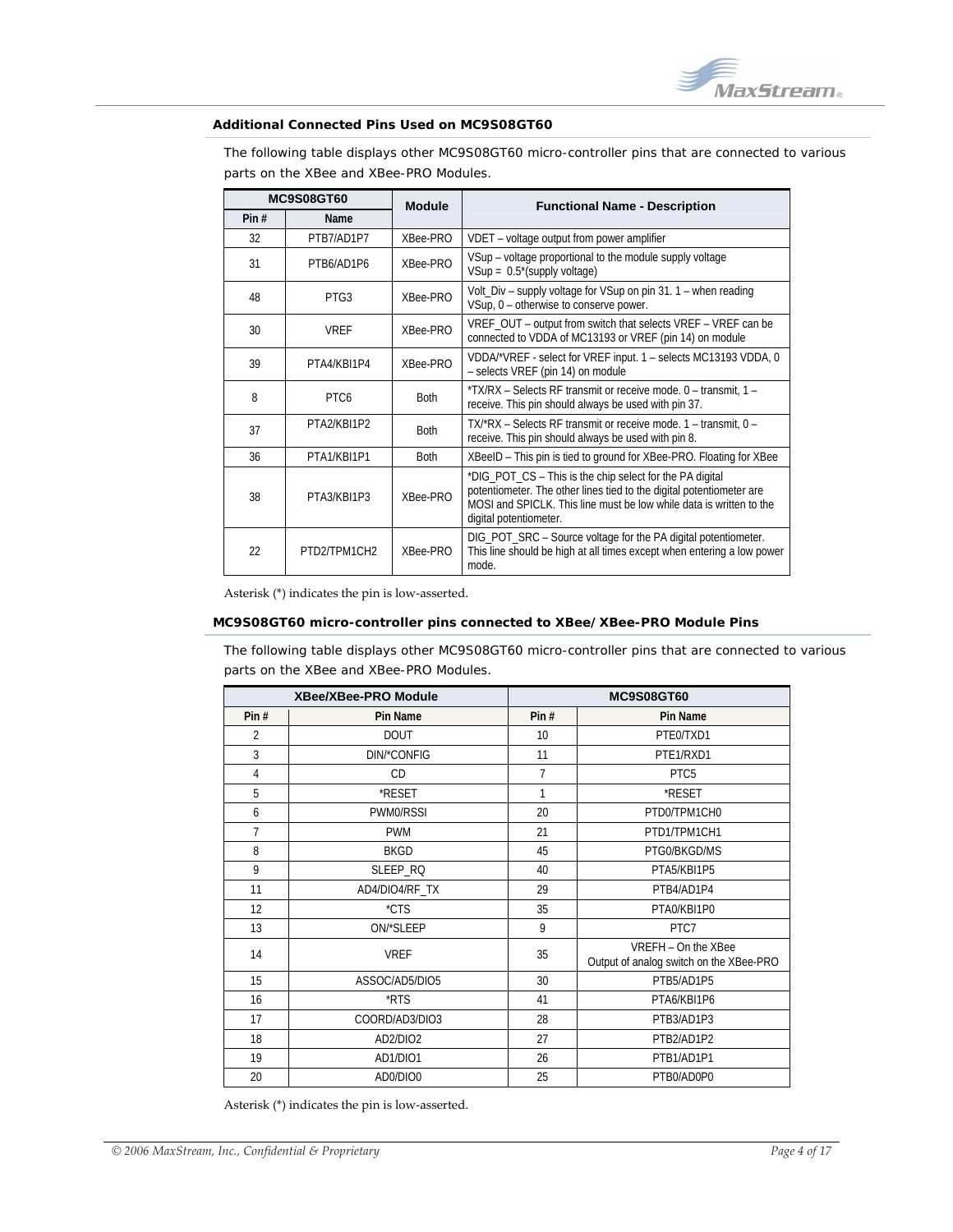### Additional Connected Pins Used on MC9S08GT60

The following table displays other MC9S08GT60 micro-controller pins that are connected to various parts on the XBee and XBee-PRO Modules.

| MC9S08GT60 | | Module | Functional Name - Description |
|---|---|---|---|
| Pin # | Name | | |
| 32 | PTB7/AD1P7 | XBee-PRO | VDET – voltage output from power amplifier |
| 31 | PTB6/AD1P6 | XBee-PRO | VSup – voltage proportional to the module supply voltage<br>VSup = 0.5*(supply voltage) |
| 48 | PTG3 | XBee-PRO | Volt_Div – supply voltage for VSup on pin 31. 1 – when reading VSup, 0 – otherwise to conserve power. |
| 30 | VREF | XBee-PRO | VREF_OUT – output from switch that selects VREF – VREF can be connected to VDDA of MC13193 or VREF (pin 14) on module |
| 39 | PTA4/KBI1P4 | XBee-PRO | VDDA/*VREF - select for VREF input. 1 – selects MC13193 VDDA, 0 – selects VREF (pin 14) on module |
| 8 | PTC6 | Both | *TX/RX – Selects RF transmit or receive mode. 0 – transmit, 1 – receive. This pin should always be used with pin 37. |
| 37 | PTA2/KBI1P2 | Both | TX/*RX – Selects RF transmit or receive mode. 1 – transmit, 0 – receive. This pin should always be used with pin 8. |
| 36 | PTA1/KBI1P1 | Both | XBeeID – This pin is tied to ground for XBee-PRO. Floating for XBee |
| 38 | PTA3/KBI1P3 | XBee-PRO | *DIG_POT_CS – This is the chip select for the PA digital potentiometer. The other lines tied to the digital potentiometer are MOSI and SPICLK. This line must be low while data is written to the digital potentiometer. |
| 22 | PTD2/TPM1CH2 | XBee-PRO | DIG_POT_SRC – Source voltage for the PA digital potentiometer. This line should be high at all times except when entering a low power mode. |

Asterisk (*) indicates the pin is low-asserted.

### MC9S08GT60 micro-controller pins connected to XBee/XBee-PRO Module Pins

The following table displays other MC9S08GT60 micro-controller pins that are connected to various parts on the XBee and XBee-PRO Modules.

| XBee/XBee-PRO Module | | MC9S08GT60 | |
|---|---|---|---|
| Pin # | Pin Name | Pin # | Pin Name |
| 2 | DOUT | 10 | PTE0/TXD1 |
| 3 | DIN/*CONFIG | 11 | PTE1/RXD1 |
| 4 | CD | 7 | PTC5 |
| 5 | *RESET | 1 | *RESET |
| 6 | PWM0/RSSI | 20 | PTD0/TPM1CH0 |
| 7 | PWM | 21 | PTD1/TPM1CH1 |
| 8 | BKGD | 45 | PTG0/BKGD/MS |
| 9 | SLEEP_RQ | 40 | PTA5/KBI1P5 |
| 11 | AD4/DIO4/RF_TX | 29 | PTB4/AD1P4 |
| 12 | *CTS | 35 | PTA0/KBI1P0 |
| 13 | ON/*SLEEP | 9 | PTC7 |
| 14 | VREF | 35 | VREFH – On the XBee<br>Output of analog switch on the XBee-PRO |
| 15 | ASSOC/AD5/DIO5 | 30 | PTB5/AD1P5 |
| 16 | *RTS | 41 | PTA6/KBI1P6 |
| 17 | COORD/AD3/DIO3 | 28 | PTB3/AD1P3 |
| 18 | AD2/DIO2 | 27 | PTB2/AD1P2 |
| 19 | AD1/DIO1 | 26 | PTB1/AD1P1 |
| 20 | AD0/DIO0 | 25 | PTB0/AD0P0 |

Asterisk (*) indicates the pin is low-asserted.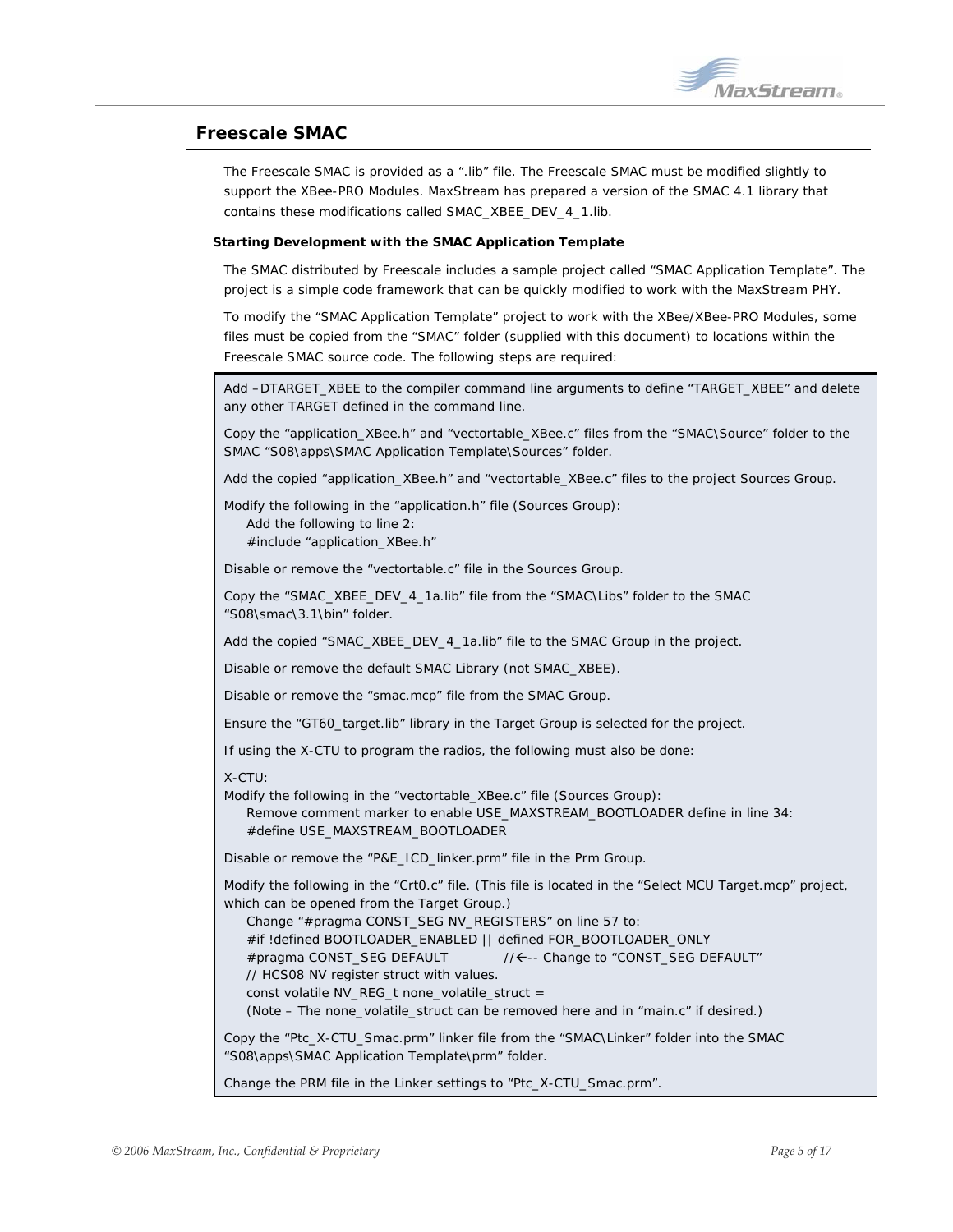## Freescale SMAC

The Freescale SMAC is provided as a ".lib" file. The Freescale SMAC must be modified slightly to support the XBee-PRO Modules. MaxStream has prepared a version of the SMAC 4.1 library that contains these modifications called SMAC_XBEE_DEV_4_1.lib.

### Starting Development with the SMAC Application Template

The SMAC distributed by Freescale includes a sample project called "SMAC Application Template". The project is a simple code framework that can be quickly modified to work with the MaxStream PHY.

To modify the "SMAC Application Template" project to work with the XBee/XBee-PRO Modules, some files must be copied from the "SMAC" folder (supplied with this document) to locations within the Freescale SMAC source code. The following steps are required:

Add –DTARGET_XBEE to the compiler command line arguments to define "TARGET_XBEE" and delete any other TARGET defined in the command line.

Copy the "application_XBee.h" and "vectortable_XBee.c" files from the "SMAC\Source" folder to the SMAC "S08\apps\SMAC Application Template\Sources" folder.

Add the copied "application_XBee.h" and "vectortable_XBee.c" files to the project Sources Group.

Modify the following in the "application.h" file (Sources Group):
Add the following to line 2:
#include "application_XBee.h"

Disable or remove the "vectortable.c" file in the Sources Group.

Copy the "SMAC_XBEE_DEV_4_1a.lib" file from the "SMAC\Libs" folder to the SMAC "S08\smac\3.1\bin" folder.

Add the copied "SMAC_XBEE_DEV_4_1a.lib" file to the SMAC Group in the project.

Disable or remove the default SMAC Library (not SMAC_XBEE).

Disable or remove the "smac.mcp" file from the SMAC Group.

Ensure the "GT60_target.lib" library in the Target Group is selected for the project.

If using the X-CTU to program the radios, the following must also be done:

X-CTU:
Modify the following in the "vectortable_XBee.c" file (Sources Group):
Remove comment marker to enable USE_MAXSTREAM_BOOTLOADER define in line 34:
#define USE_MAXSTREAM_BOOTLOADER

Disable or remove the "P&E_ICD_linker.prm" file in the Prm Group.

Modify the following in the "Crt0.c" file. (This file is located in the "Select MCU Target.mcp" project, which can be opened from the Target Group.)
Change "#pragma CONST_SEG NV_REGISTERS" on line 57 to:

```
#if !defined BOOTLOADER_ENABLED || defined FOR_BOOTLOADER_ONLY
#pragma CONST_SEG DEFAULT          //<-- Change to "CONST_SEG DEFAULT"
// HCS08 NV register struct with values.
const volatile NV_REG_t none_volatile_struct =
```

(Note – The none_volatile_struct can be removed here and in "main.c" if desired.)

Copy the "Ptc_X-CTU_Smac.prm" linker file from the "SMAC\Linker" folder into the SMAC "S08\apps\SMAC Application Template\prm" folder.

Change the PRM file in the Linker settings to "Ptc_X-CTU_Smac.prm".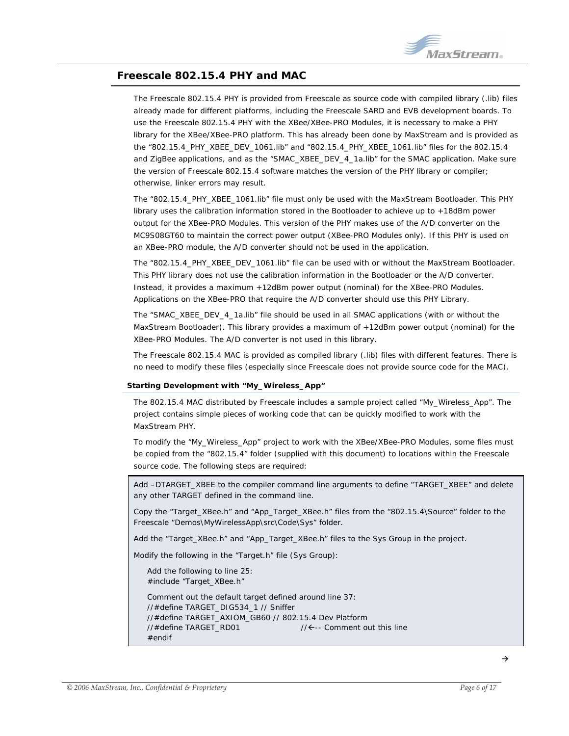## Freescale 802.15.4 PHY and MAC

The Freescale 802.15.4 PHY is provided from Freescale as source code with compiled library (.lib) files already made for different platforms, including the Freescale SARD and EVB development boards. To use the Freescale 802.15.4 PHY with the XBee/XBee-PRO Modules, it is necessary to make a PHY library for the XBee/XBee-PRO platform. This has already been done by MaxStream and is provided as the "802.15.4_PHY_XBEE_DEV_1061.lib" and "802.15.4_PHY_XBEE_1061.lib" files for the 802.15.4 and ZigBee applications, and as the "SMAC_XBEE_DEV_4_1a.lib" for the SMAC application. Make sure the version of Freescale 802.15.4 software matches the version of the PHY library or compiler; otherwise, linker errors may result.

The "802.15.4_PHY_XBEE_1061.lib" file must only be used with the MaxStream Bootloader. This PHY library uses the calibration information stored in the Bootloader to achieve up to +18dBm power output for the XBee-PRO Modules. This version of the PHY makes use of the A/D converter on the MC9S08GT60 to maintain the correct power output (XBee-PRO Modules only). If this PHY is used on an XBee-PRO module, the A/D converter should not be used in the application.

The "802.15.4_PHY_XBEE_DEV_1061.lib" file can be used with or without the MaxStream Bootloader. This PHY library does not use the calibration information in the Bootloader or the A/D converter. Instead, it provides a maximum +12dBm power output (nominal) for the XBee-PRO Modules. Applications on the XBee-PRO that require the A/D converter should use this PHY Library.

The "SMAC_XBEE_DEV_4_1a.lib" file should be used in all SMAC applications (with or without the MaxStream Bootloader). This library provides a maximum of +12dBm power output (nominal) for the XBee-PRO Modules. The A/D converter is not used in this library.

The Freescale 802.15.4 MAC is provided as compiled library (.lib) files with different features. There is no need to modify these files (especially since Freescale does not provide source code for the MAC).

### Starting Development with "My_Wireless_App"

The 802.15.4 MAC distributed by Freescale includes a sample project called "My_Wireless_App". The project contains simple pieces of working code that can be quickly modified to work with the MaxStream PHY.

To modify the "My_Wireless_App" project to work with the XBee/XBee-PRO Modules, some files must be copied from the "802.15.4" folder (supplied with this document) to locations within the Freescale source code. The following steps are required:

Add –DTARGET_XBEE to the compiler command line arguments to define "TARGET_XBEE" and delete any other TARGET defined in the command line.

Copy the "Target_XBee.h" and "App_Target_XBee.h" files from the "802.15.4\Source" folder to the Freescale "Demos\MyWirelessApp\src\Code\Sys" folder.

Add the "Target_XBee.h" and "App_Target_XBee.h" files to the Sys Group in the project.

Modify the following in the "Target.h" file (Sys Group):

Add the following to line 25:

```
#include "Target_XBee.h"
```

Comment out the default target defined around line 37:

```
//#define TARGET_DIG534_1 // Sniffer
//#define TARGET_AXIOM_GB60 // 802.15.4 Dev Platform
//#define TARGET_RD01                    //←-- Comment out this line
#endif
```

→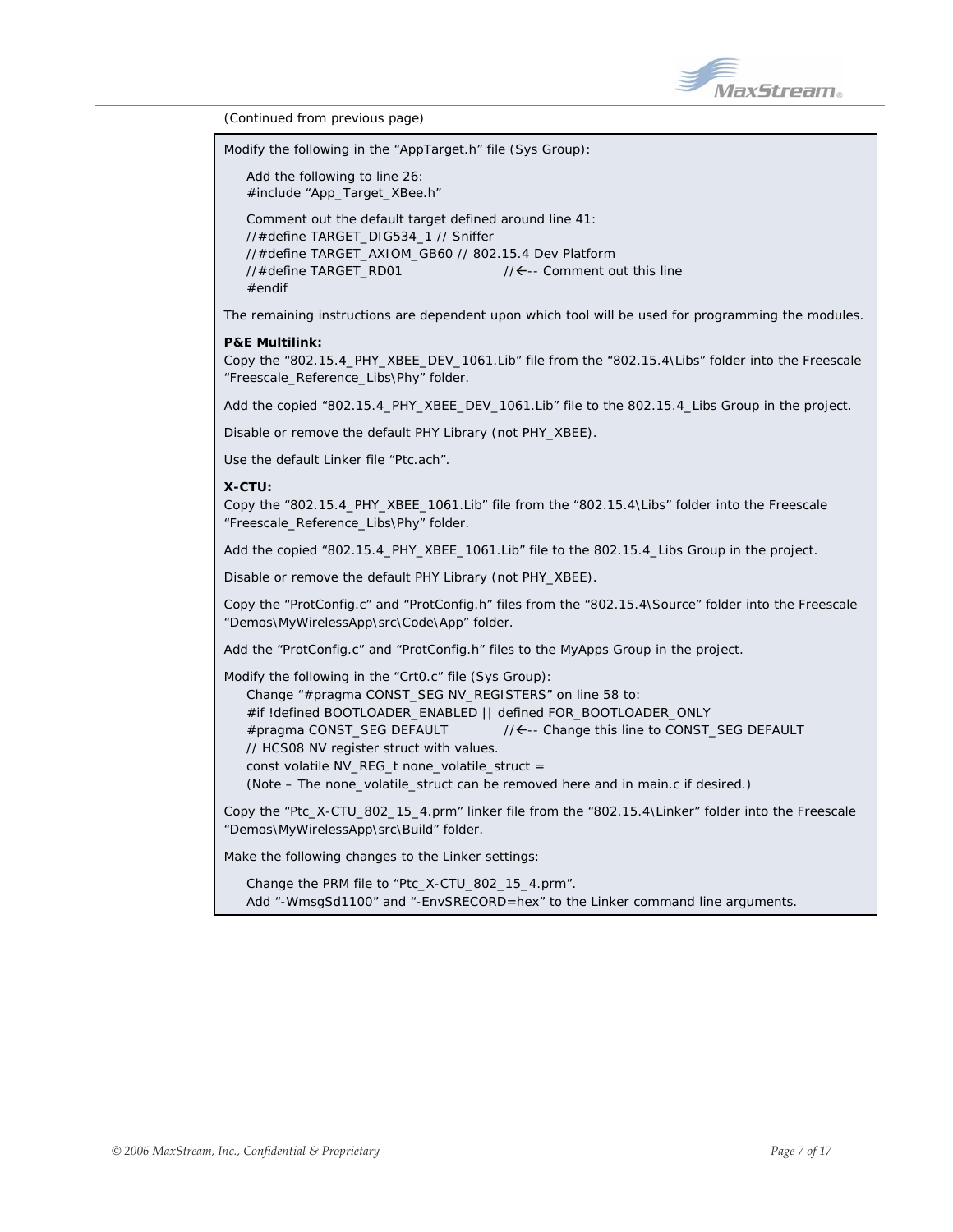(Continued from previous page)

Modify the following in the "AppTarget.h" file (Sys Group):

Add the following to line 26:
```
#include "App_Target_XBee.h"
```

Comment out the default target defined around line 41:
```
//#define TARGET_DIG534_1 // Sniffer
//#define TARGET_AXIOM_GB60 // 802.15.4 Dev Platform
//#define TARGET_RD01                //←-- Comment out this line
#endif
```

The remaining instructions are dependent upon which tool will be used for programming the modules.

**P&E Multilink:**
Copy the "802.15.4_PHY_XBEE_DEV_1061.Lib" file from the "802.15.4\Libs" folder into the Freescale "Freescale_Reference_Libs\Phy" folder.

Add the copied "802.15.4_PHY_XBEE_DEV_1061.Lib" file to the 802.15.4_Libs Group in the project.

Disable or remove the default PHY Library (not PHY_XBEE).

Use the default Linker file "Ptc.ach".

**X-CTU:**
Copy the "802.15.4_PHY_XBEE_1061.Lib" file from the "802.15.4\Libs" folder into the Freescale "Freescale_Reference_Libs\Phy" folder.

Add the copied "802.15.4_PHY_XBEE_1061.Lib" file to the 802.15.4_Libs Group in the project.

Disable or remove the default PHY Library (not PHY_XBEE).

Copy the "ProtConfig.c" and "ProtConfig.h" files from the "802.15.4\Source" folder into the Freescale "Demos\MyWirelessApp\src\Code\App" folder.

Add the "ProtConfig.c" and "ProtConfig.h" files to the MyApps Group in the project.

Modify the following in the "Crt0.c" file (Sys Group):
Change "#pragma CONST_SEG NV_REGISTERS" on line 58 to:
```
#if !defined BOOTLOADER_ENABLED || defined FOR_BOOTLOADER_ONLY
#pragma CONST_SEG DEFAULT          //←-- Change this line to CONST_SEG DEFAULT
// HCS08 NV register struct with values.
const volatile NV_REG_t none_volatile_struct =
```
(Note – The none_volatile_struct can be removed here and in main.c if desired.)

Copy the "Ptc_X-CTU_802_15_4.prm" linker file from the "802.15.4\Linker" folder into the Freescale "Demos\MyWirelessApp\src\Build" folder.

Make the following changes to the Linker settings:

Change the PRM file to "Ptc_X-CTU_802_15_4.prm".
Add "-WmsgSd1100" and "-EnvSRECORD=hex" to the Linker command line arguments.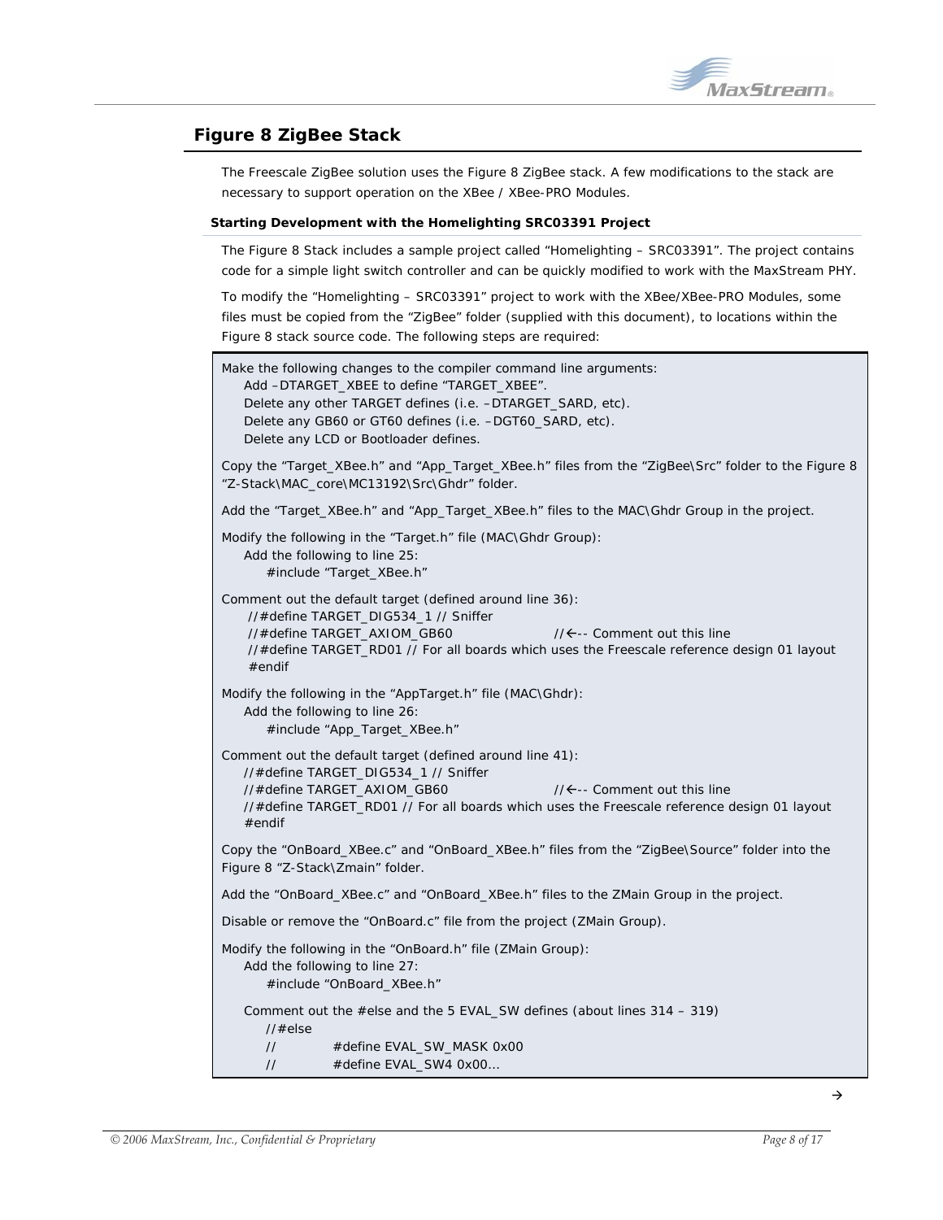## Figure 8 ZigBee Stack

The Freescale ZigBee solution uses the Figure 8 ZigBee stack. A few modifications to the stack are necessary to support operation on the XBee / XBee-PRO Modules.

### Starting Development with the Homelighting SRC03391 Project

The Figure 8 Stack includes a sample project called "Homelighting – SRC03391". The project contains code for a simple light switch controller and can be quickly modified to work with the MaxStream PHY.

To modify the "Homelighting – SRC03391" project to work with the XBee/XBee-PRO Modules, some files must be copied from the "ZigBee" folder (supplied with this document), to locations within the Figure 8 stack source code. The following steps are required:

Make the following changes to the compiler command line arguments:
- Add –DTARGET_XBEE to define "TARGET_XBEE".
- Delete any other TARGET defines (i.e. –DTARGET_SARD, etc).
- Delete any GB60 or GT60 defines (i.e. –DGT60_SARD, etc).
- Delete any LCD or Bootloader defines.

Copy the "Target_XBee.h" and "App_Target_XBee.h" files from the "ZigBee\Src" folder to the Figure 8 "Z-Stack\MAC_core\MC13192\Src\Ghdr" folder.

Add the "Target_XBee.h" and "App_Target_XBee.h" files to the MAC\Ghdr Group in the project.

Modify the following in the "Target.h" file (MAC\Ghdr Group):
- Add the following to line 25:

```
#include "Target_XBee.h"
```

Comment out the default target (defined around line 36):

```
//#define TARGET_DIG534_1 // Sniffer
//#define TARGET_AXIOM_GB60                    //<-- Comment out this line
//#define TARGET_RD01 // For all boards which uses the Freescale reference design 01 layout
#endif
```

Modify the following in the "AppTarget.h" file (MAC\Ghdr):
- Add the following to line 26:

```
#include "App_Target_XBee.h"
```

Comment out the default target (defined around line 41):

```
//#define TARGET_DIG534_1 // Sniffer
//#define TARGET_AXIOM_GB60                    //<-- Comment out this line
//#define TARGET_RD01 // For all boards which uses the Freescale reference design 01 layout
#endif
```

Copy the "OnBoard_XBee.c" and "OnBoard_XBee.h" files from the "ZigBee\Source" folder into the Figure 8 "Z-Stack\Zmain" folder.

Add the "OnBoard_XBee.c" and "OnBoard_XBee.h" files to the ZMain Group in the project.

Disable or remove the "OnBoard.c" file from the project (ZMain Group).

Modify the following in the "OnBoard.h" file (ZMain Group):
- Add the following to line 27:

```
#include "OnBoard_XBee.h"
```

- Comment out the #else and the 5 EVAL_SW defines (about lines 314 – 319)

```
//#else
//        #define EVAL_SW_MASK 0x00
//        #define EVAL_SW4 0x00…
```

→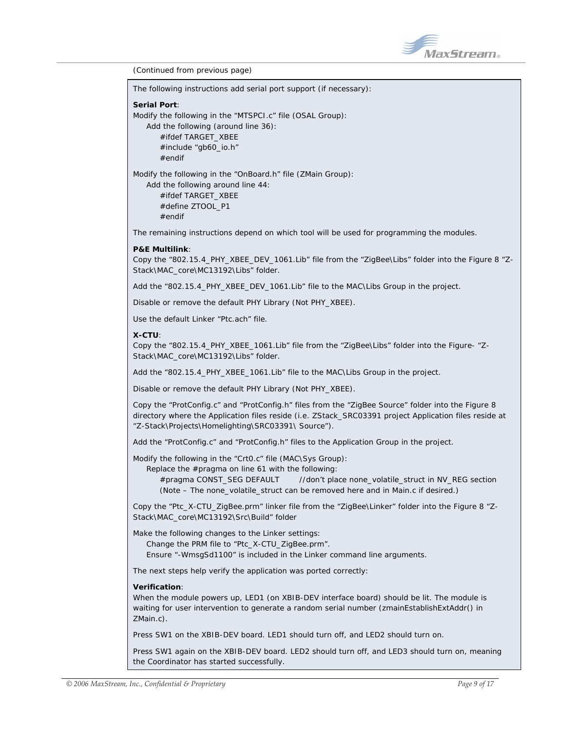(Continued from previous page)

The following instructions add serial port support (if necessary):

**Serial Port**:
Modify the following in the "MTSPCI.c" file (OSAL Group):
  Add the following (around line 36):

```
#ifdef TARGET_XBEE
#include "gb60_io.h"
#endif
```

Modify the following in the "OnBoard.h" file (ZMain Group):
  Add the following around line 44:

```
#ifdef TARGET_XBEE
#define ZTOOL_P1
#endif
```

The remaining instructions depend on which tool will be used for programming the modules.

**P&E Multilink**:
Copy the "802.15.4_PHY_XBEE_DEV_1061.Lib" file from the "ZigBee\Libs" folder into the Figure 8 "Z-Stack\MAC_core\MC13192\Libs" folder.

Add the "802.15.4_PHY_XBEE_DEV_1061.Lib" file to the MAC\Libs Group in the project.

Disable or remove the default PHY Library (Not PHY_XBEE).

Use the default Linker "Ptc.ach" file.

**X-CTU**:
Copy the "802.15.4_PHY_XBEE_1061.Lib" file from the "ZigBee\Libs" folder into the Figure- "Z-Stack\MAC_core\MC13192\Libs" folder.

Add the "802.15.4_PHY_XBEE_1061.Lib" file to the MAC\Libs Group in the project.

Disable or remove the default PHY Library (Not PHY_XBEE).

Copy the "ProtConfig.c" and "ProtConfig.h" files from the "ZigBee Source" folder into the Figure 8 directory where the Application files reside (i.e. ZStack_SRC03391 project Application files reside at "Z-Stack\Projects\Homelighting\SRC03391\ Source").

Add the "ProtConfig.c" and "ProtConfig.h" files to the Application Group in the project.

Modify the following in the "Crt0.c" file (MAC\Sys Group):
  Replace the #pragma on line 61 with the following:

```
#pragma CONST_SEG DEFAULT      //don't place none_volatile_struct in NV_REG section
```

  (Note – The none_volatile_struct can be removed here and in Main.c if desired.)

Copy the "Ptc_X-CTU_ZigBee.prm" linker file from the "ZigBee\Linker" folder into the Figure 8 "Z-Stack\MAC_core\MC13192\Src\Build" folder

Make the following changes to the Linker settings:
  Change the PRM file to "Ptc_X-CTU_ZigBee.prm".
  Ensure "-WmsgSd1100" is included in the Linker command line arguments.

The next steps help verify the application was ported correctly:

**Verification**:
When the module powers up, LED1 (on XBIB-DEV interface board) should be lit. The module is waiting for user intervention to generate a random serial number (zmainEstablishExtAddr() in ZMain.c).

Press SW1 on the XBIB-DEV board. LED1 should turn off, and LED2 should turn on.

Press SW1 again on the XBIB-DEV board. LED2 should turn off, and LED3 should turn on, meaning the Coordinator has started successfully.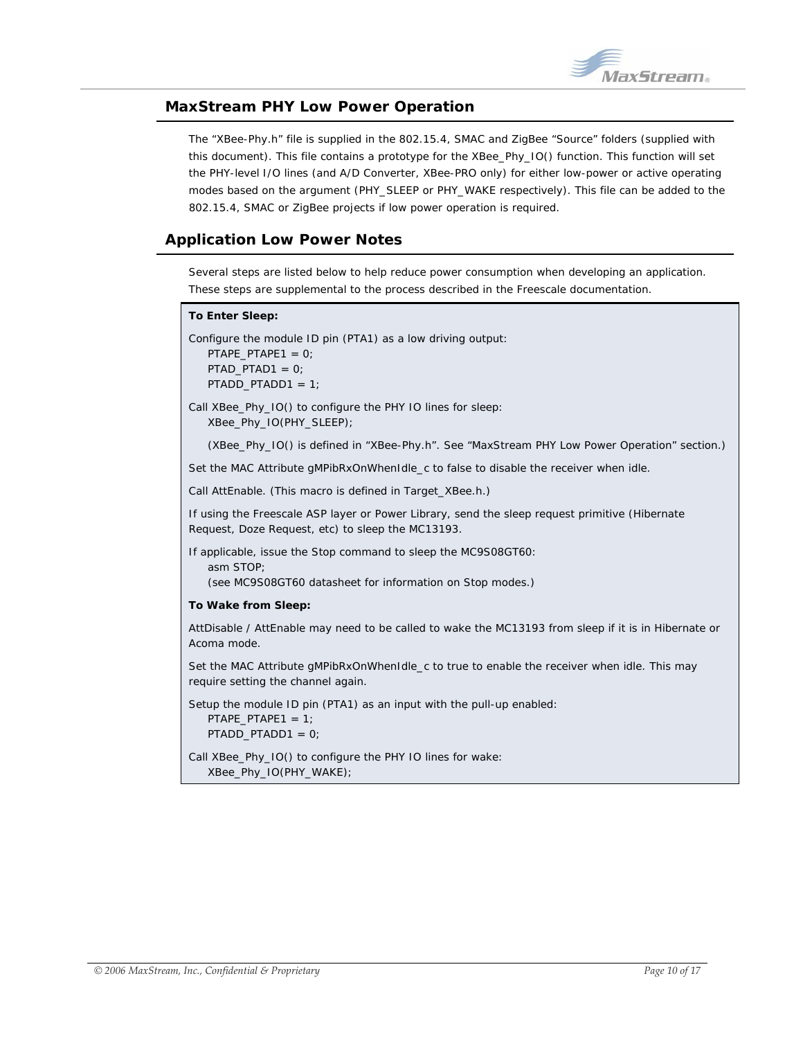## MaxStream PHY Low Power Operation

The “XBee-Phy.h” file is supplied in the 802.15.4, SMAC and ZigBee “Source” folders (supplied with this document). This file contains a prototype for the XBee_Phy_IO() function. This function will set the PHY-level I/O lines (and A/D Converter, XBee-PRO only) for either low-power or active operating modes based on the argument (PHY_SLEEP or PHY_WAKE respectively). This file can be added to the 802.15.4, SMAC or ZigBee projects if low power operation is required.

## Application Low Power Notes

Several steps are listed below to help reduce power consumption when developing an application. These steps are supplemental to the process described in the Freescale documentation.

**To Enter Sleep:**

Configure the module ID pin (PTA1) as a low driving output:

```
PTAPE_PTAPE1 = 0;
PTAD_PTAD1 = 0;
PTADD_PTADD1 = 1;
```

Call XBee_Phy_IO() to configure the PHY IO lines for sleep:

```
XBee_Phy_IO(PHY_SLEEP);
```

(XBee_Phy_IO() is defined in “XBee-Phy.h”. See “MaxStream PHY Low Power Operation” section.)

Set the MAC Attribute gMPibRxOnWhenIdle_c to false to disable the receiver when idle.

Call AttEnable. (This macro is defined in Target_XBee.h.)

If using the Freescale ASP layer or Power Library, send the sleep request primitive (Hibernate Request, Doze Request, etc) to sleep the MC13193.

If applicable, issue the Stop command to sleep the MC9S08GT60:

```
asm STOP;
```

(see MC9S08GT60 datasheet for information on Stop modes.)

**To Wake from Sleep:**

AttDisable / AttEnable may need to be called to wake the MC13193 from sleep if it is in Hibernate or Acoma mode.

Set the MAC Attribute gMPibRxOnWhenIdle_c to true to enable the receiver when idle. This may require setting the channel again.

Setup the module ID pin (PTA1) as an input with the pull-up enabled:

```
PTAPE_PTAPE1 = 1;
PTADD_PTADD1 = 0;
```

Call XBee_Phy_IO() to configure the PHY IO lines for wake:

```
XBee_Phy_IO(PHY_WAKE);
```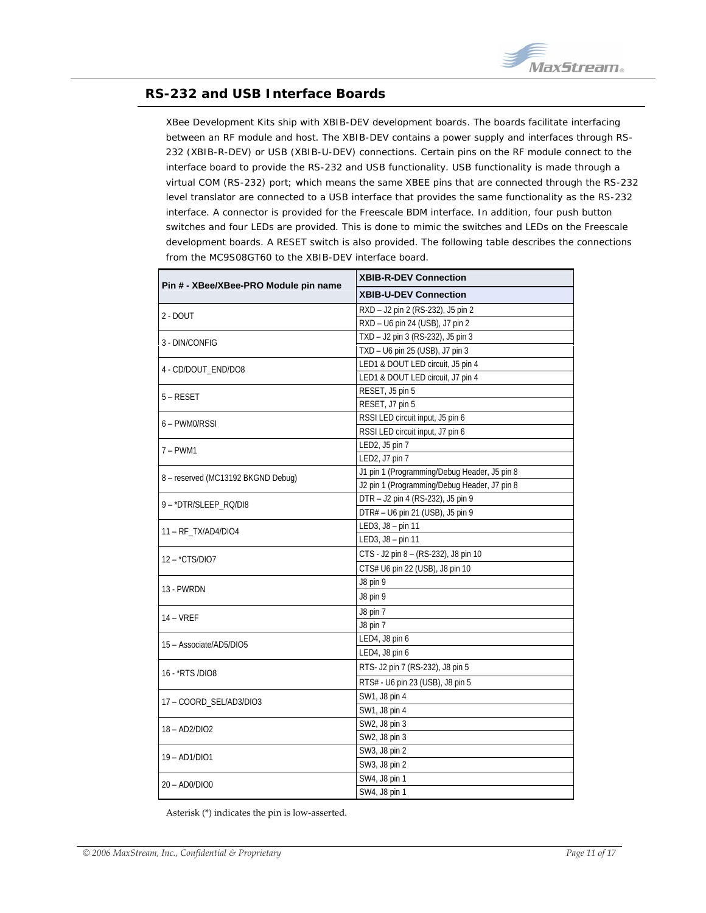## RS-232 and USB Interface Boards

XBee Development Kits ship with XBIB-DEV development boards. The boards facilitate interfacing between an RF module and host. The XBIB-DEV contains a power supply and interfaces through RS-232 (XBIB-R-DEV) or USB (XBIB-U-DEV) connections. Certain pins on the RF module connect to the interface board to provide the RS-232 and USB functionality. USB functionality is made through a virtual COM (RS-232) port; which means the same XBEE pins that are connected through the RS-232 level translator are connected to a USB interface that provides the same functionality as the RS-232 interface. A connector is provided for the Freescale BDM interface. In addition, four push button switches and four LEDs are provided. This is done to mimic the switches and LEDs on the Freescale development boards. A RESET switch is also provided. The following table describes the connections from the MC9S08GT60 to the XBIB-DEV interface board.

| Pin # - XBee/XBee-PRO Module pin name | XBIB-R-DEV Connection / XBIB-U-DEV Connection |
|---|---|
| 2 - DOUT | RXD – J2 pin 2 (RS-232), J5 pin 2 |
| | RXD – U6 pin 24 (USB), J7 pin 2 |
| 3 - DIN/CONFIG | TXD – J2 pin 3 (RS-232), J5 pin 3 |
| | TXD – U6 pin 25 (USB), J7 pin 3 |
| 4 - CD/DOUT_END/DO8 | LED1 & DOUT LED circuit, J5 pin 4 |
| | LED1 & DOUT LED circuit, J7 pin 4 |
| 5 – RESET | RESET, J5 pin 5 |
| | RESET, J7 pin 5 |
| 6 – PWM0/RSSI | RSSI LED circuit input, J5 pin 6 |
| | RSSI LED circuit input, J7 pin 6 |
| 7 – PWM1 | LED2, J5 pin 7 |
| | LED2, J7 pin 7 |
| 8 – reserved (MC13192 BKGND Debug) | J1 pin 1 (Programming/Debug Header, J5 pin 8 |
| | J2 pin 1 (Programming/Debug Header, J7 pin 8 |
| 9 – *DTR/SLEEP_RQ/DI8 | DTR – J2 pin 4 (RS-232), J5 pin 9 |
| | DTR# – U6 pin 21 (USB), J5 pin 9 |
| 11 – RF_TX/AD4/DIO4 | LED3, J8 – pin 11 |
| | LED3, J8 – pin 11 |
| 12 – *CTS/DIO7 | CTS - J2 pin 8 – (RS-232), J8 pin 10 |
| | CTS# U6 pin 22 (USB), J8 pin 10 |
| 13 - PWRDN | J8 pin 9 |
| | J8 pin 9 |
| 14 – VREF | J8 pin 7 |
| | J8 pin 7 |
| 15 – Associate/AD5/DIO5 | LED4, J8 pin 6 |
| | LED4, J8 pin 6 |
| 16 - *RTS /DIO8 | RTS- J2 pin 7 (RS-232), J8 pin 5 |
| | RTS# - U6 pin 23 (USB), J8 pin 5 |
| 17 – COORD_SEL/AD3/DIO3 | SW1, J8 pin 4 |
| | SW1, J8 pin 4 |
| 18 – AD2/DIO2 | SW2, J8 pin 3 |
| | SW2, J8 pin 3 |
| 19 – AD1/DIO1 | SW3, J8 pin 2 |
| | SW3, J8 pin 2 |
| 20 – AD0/DIO0 | SW4, J8 pin 1 |
| | SW4, J8 pin 1 |

Asterisk (*) indicates the pin is low-asserted.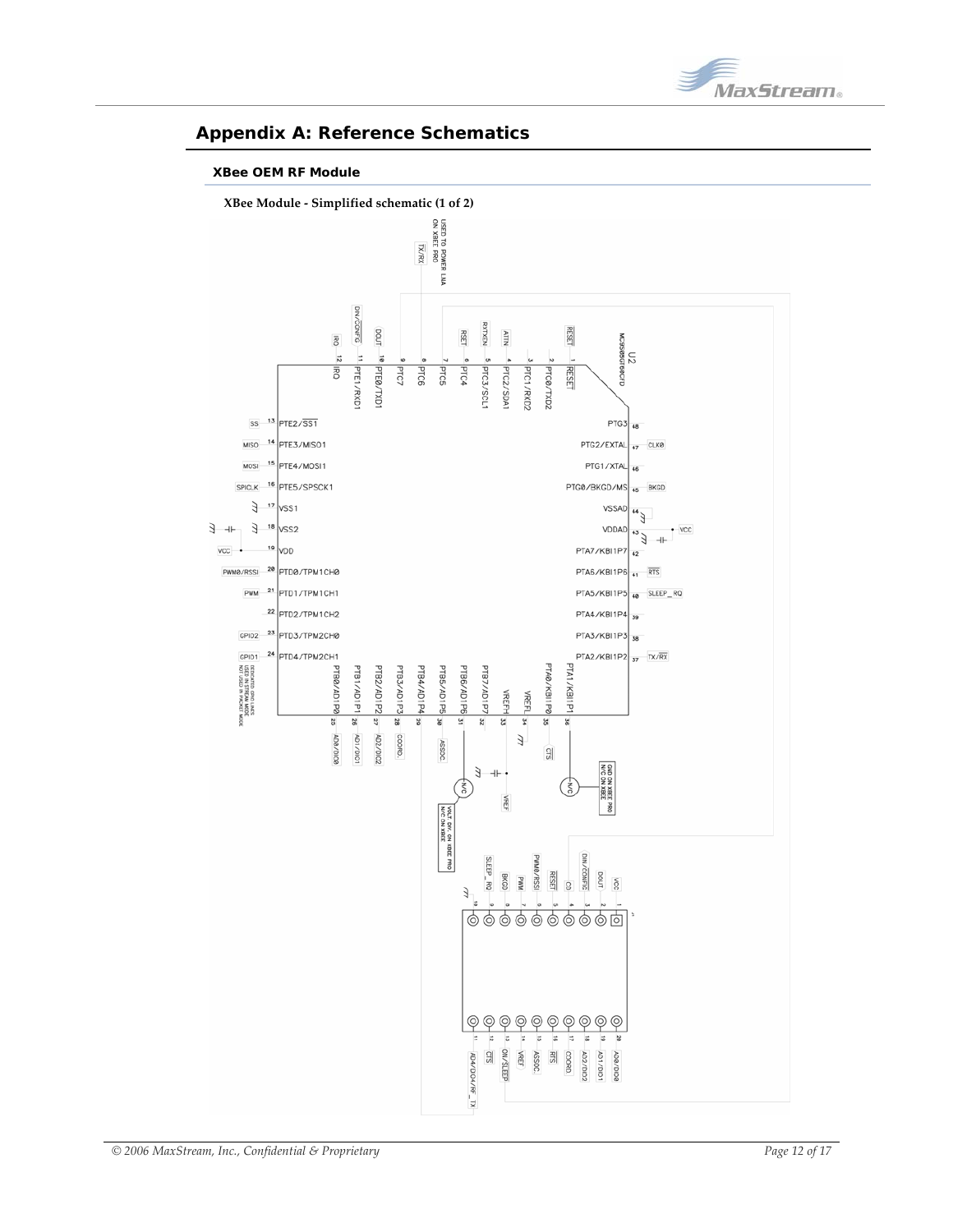# Appendix A: Reference Schematics

## XBee OEM RF Module

**XBee Module - Simplified schematic (1 of 2)**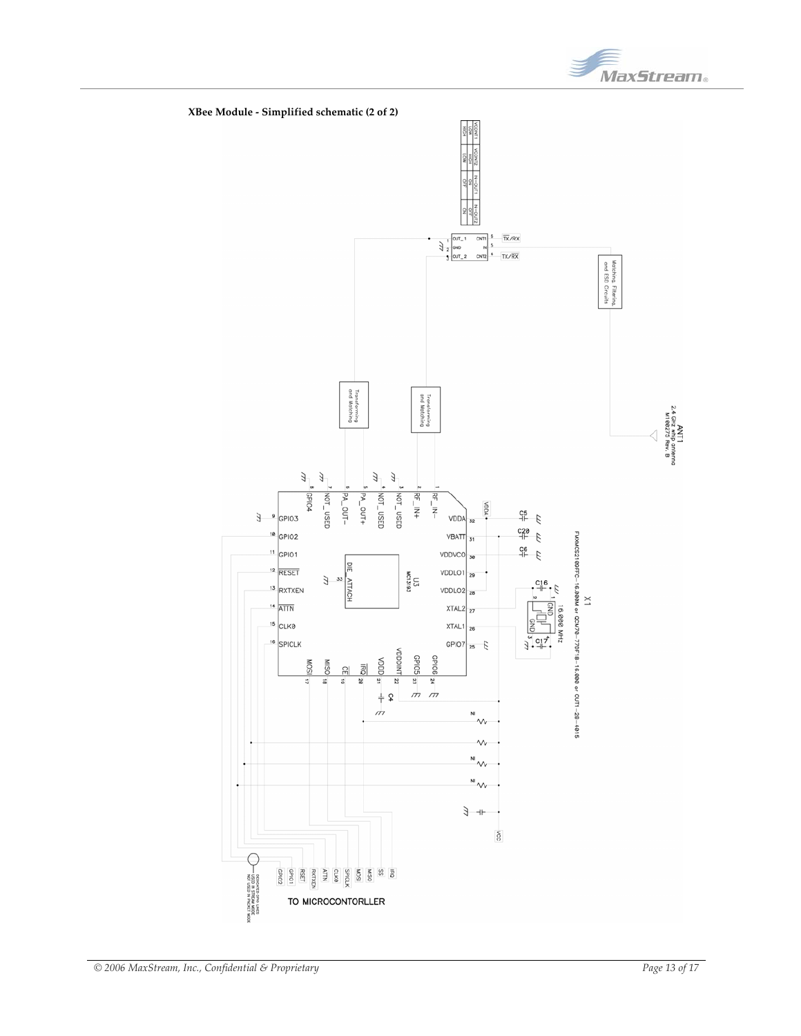**XBee Module - Simplified schematic (2 of 2)**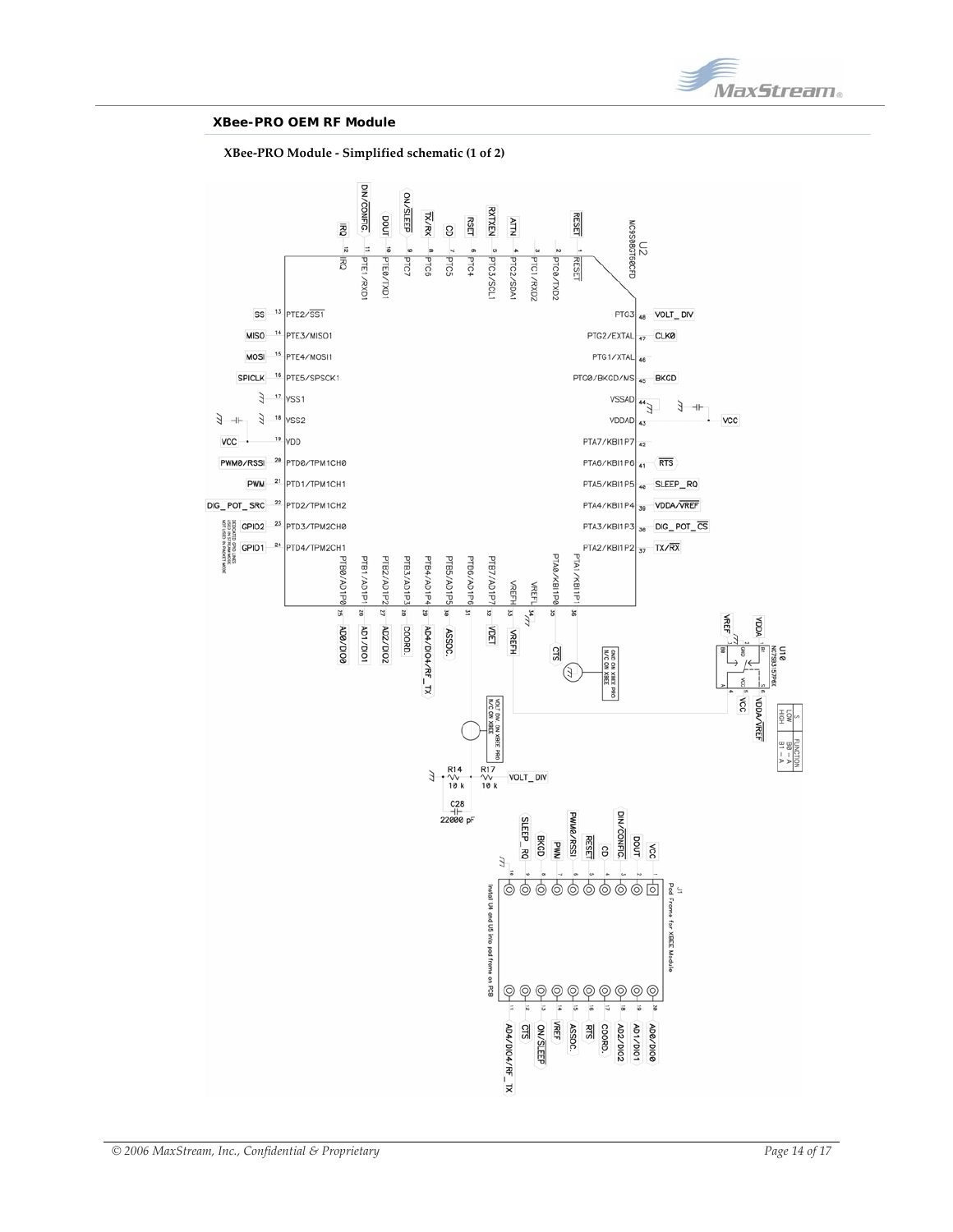## XBee-PRO OEM RF Module

**XBee-PRO Module - Simplified schematic (1 of 2)**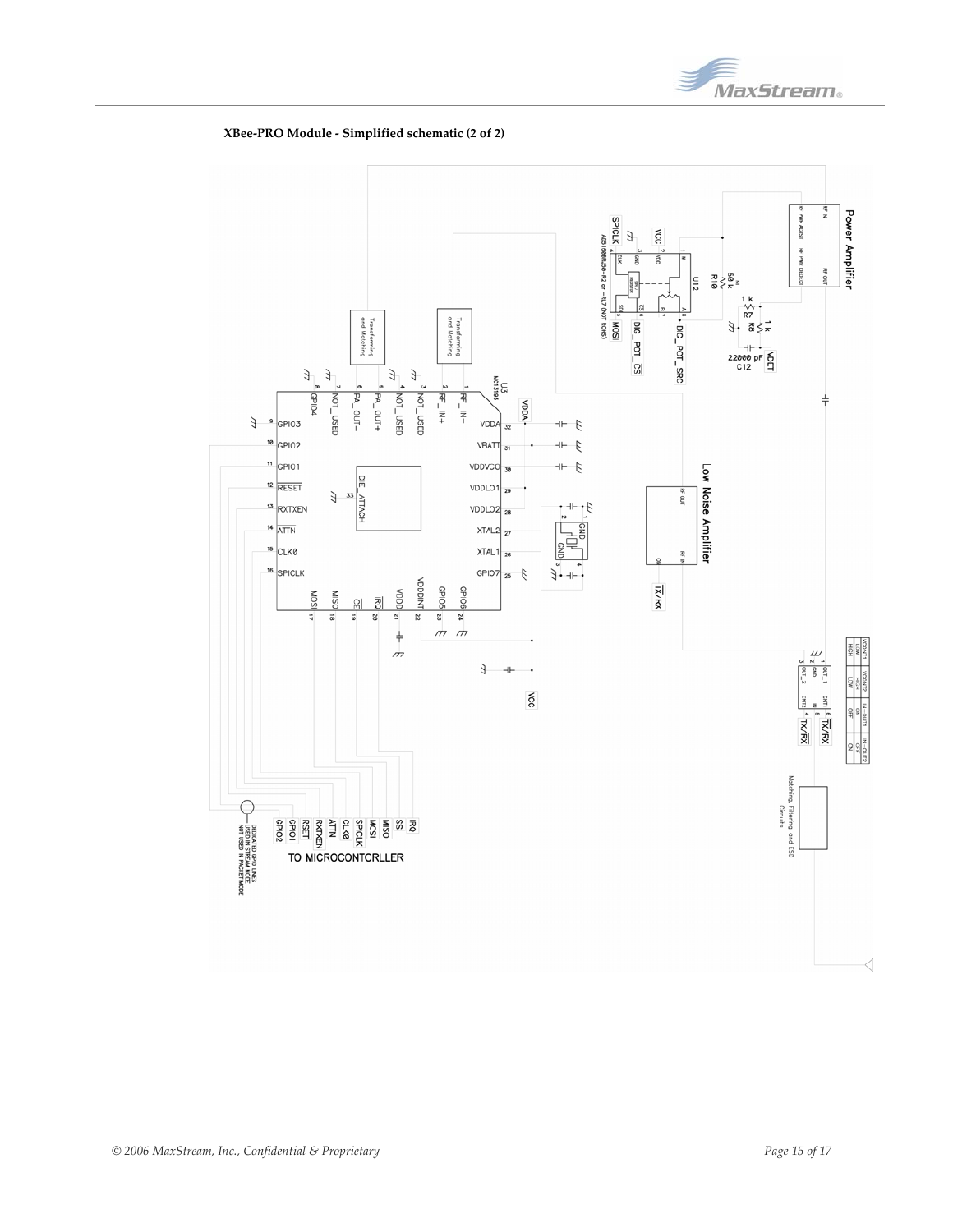**XBee-PRO Module - Simplified schematic (2 of 2)**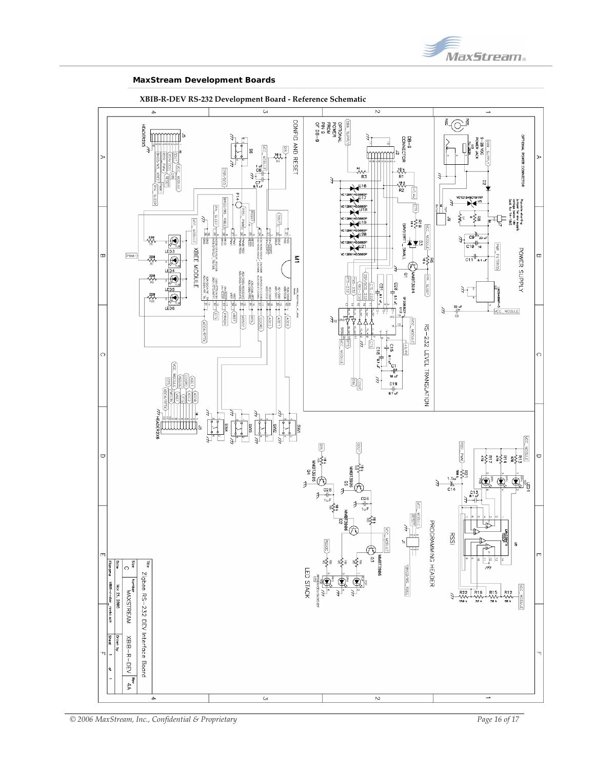## MaxStream Development Boards

**XBIB-R-DEV RS-232 Development Board - Reference Schematic**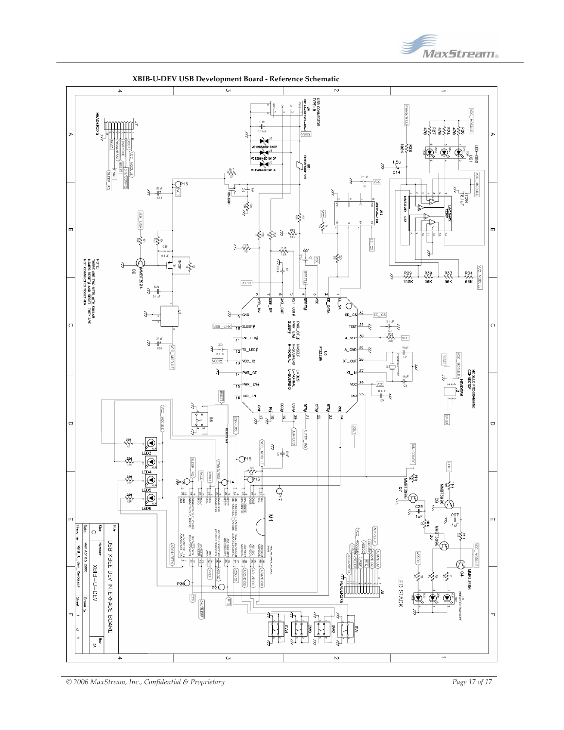**XBIB-U-DEV USB Development Board - Reference Schematic**

Title: USB XBEE DEV INTERFACE BOARD

Size: C

Number: XBIB-U-DEV

Rev: 3A

Date: Mon Apr 03, 2006

Drawn by:

Filename: XBIB_U_dev_Rev3a.sch

Sheet 1 of 1